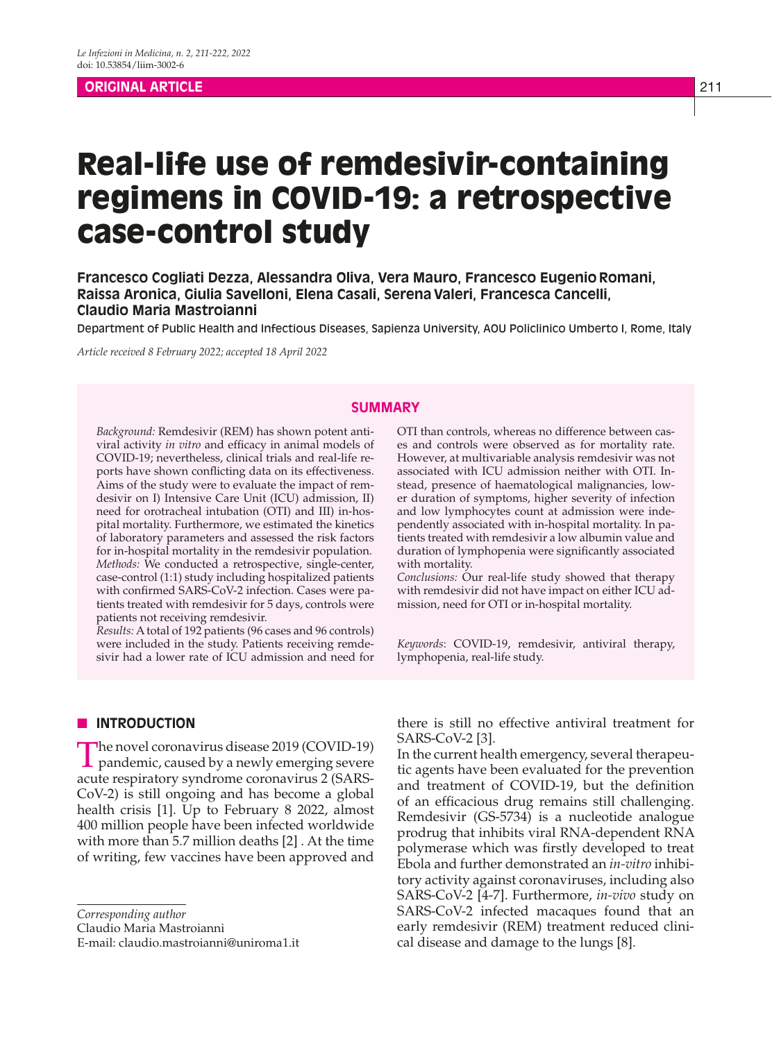ORIGINAL ARTICLE

# Real-life use of remdesivir-containing regimens in COVID-19: a retrospective case-control study

**Francesco Cogliati Dezza, Alessandra Oliva, Vera Mauro, Francesco Eugenio Romani, Raissa Aronica, Giulia Savelloni, Elena Casali, Serena Valeri, Francesca Cancelli, Claudio Maria Mastroianni**

Department of Public Health and Infectious Diseases, Sapienza University, AOU Policlinico Umberto I, Rome, Italy

*Article received 8 February 2022; accepted 18 April 2022*

## SUMMARY

*Background:* Remdesivir (REM) has shown potent antiviral activity *in vitro* and efficacy in animal models of COVID-19; nevertheless, clinical trials and real-life reports have shown conflicting data on its effectiveness. Aims of the study were to evaluate the impact of remdesivir on I) Intensive Care Unit (ICU) admission, II) need for orotracheal intubation (OTI) and III) in-hospital mortality. Furthermore, we estimated the kinetics of laboratory parameters and assessed the risk factors for in-hospital mortality in the remdesivir population.

*Methods:* We conducted a retrospective, single-center, case-control (1:1) study including hospitalized patients with confirmed SARS-CoV-2 infection. Cases were patients treated with remdesivir for 5 days, controls were patients not receiving remdesivir.

*Results:* A total of 192 patients (96 cases and 96 controls) were included in the study. Patients receiving remdesivir had a lower rate of ICU admission and need for OTI than controls, whereas no difference between cases and controls were observed as for mortality rate. However, at multivariable analysis remdesivir was not associated with ICU admission neither with OTI. Instead, presence of haematological malignancies, lower duration of symptoms, higher severity of infection and low lymphocytes count at admission were independently associated with in-hospital mortality. In patients treated with remdesivir a low albumin value and duration of lymphopenia were significantly associated with mortality.

*Conclusions:* Our real-life study showed that therapy with remdesivir did not have impact on either ICU admission, need for OTI or in-hospital mortality.

*Keywords*: COVID-19, remdesivir, antiviral therapy, lymphopenia, real-life study.

## INTRODUCTION

The novel coronavirus disease 2019 (COVID-19) pandemic, caused by a newly emerging severe acute respiratory syndrome coronavirus 2 (SARS-CoV-2) is still ongoing and has become a global health crisis [1]. Up to February 8 2022, almost 400 million people have been infected worldwide with more than 5.7 million deaths [2] . At the time of writing, few vaccines have been approved and there is still no effective antiviral treatment for SARS-CoV-2 [3].

In the current health emergency, several therapeutic agents have been evaluated for the prevention and treatment of COVID-19, but the definition of an efficacious drug remains still challenging. Remdesivir (GS-5734) is a nucleotide analogue prodrug that inhibits viral RNA-dependent RNA polymerase which was firstly developed to treat Ebola and further demonstrated an *in-vitro* inhibitory activity against coronaviruses, including also SARS-CoV-2 [4-7]. Furthermore, *in-vivo* study on SARS-CoV-2 infected macaques found that an early remdesivir (REM) treatment reduced clinical disease and damage to the lungs [8].

*Corresponding author*
Claudio Maria Mastroianni
E-mail: claudio.mastroianni@uniroma1.it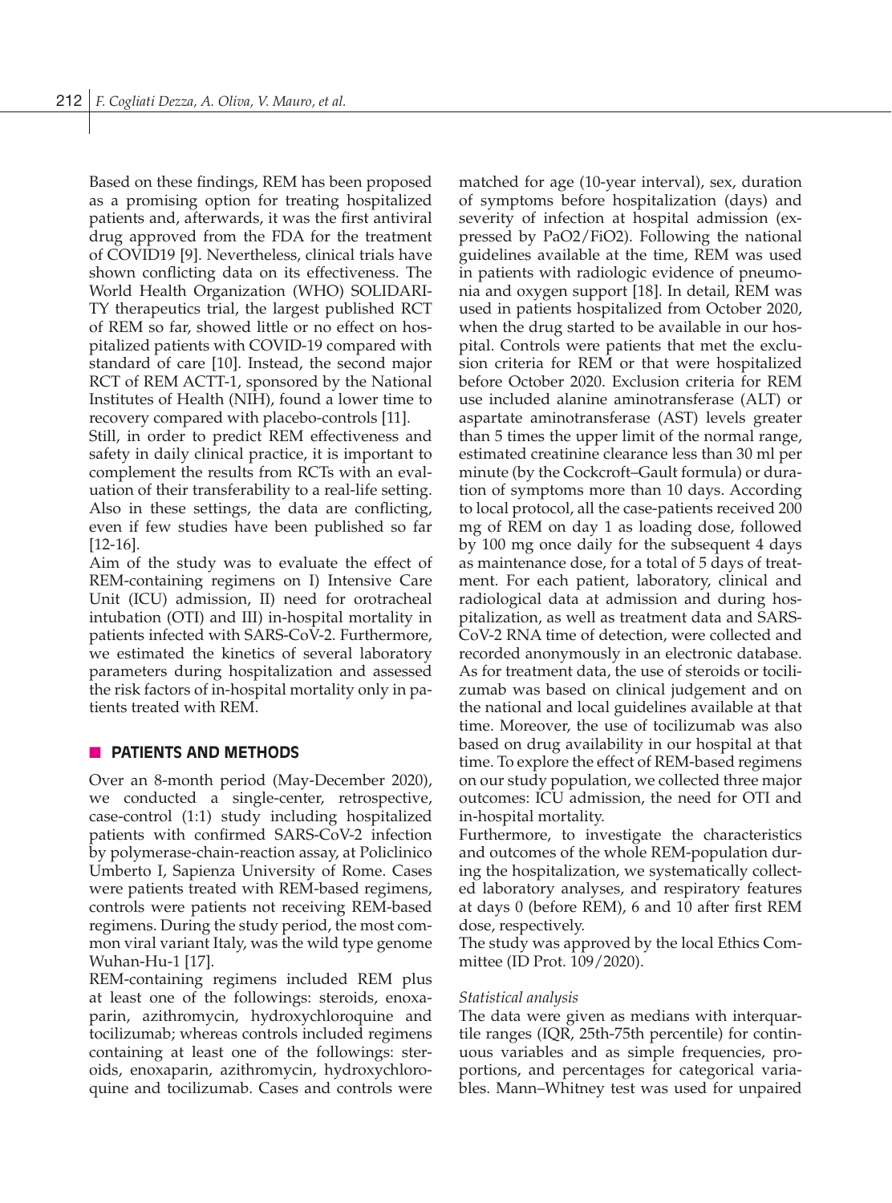Based on these findings, REM has been proposed as a promising option for treating hospitalized patients and, afterwards, it was the first antiviral drug approved from the FDA for the treatment of COVID19 [9]. Nevertheless, clinical trials have shown conflicting data on its effectiveness. The World Health Organization (WHO) SOLIDARITY therapeutics trial, the largest published RCT of REM so far, showed little or no effect on hospitalized patients with COVID-19 compared with standard of care [10]. Instead, the second major RCT of REM ACTT-1, sponsored by the National Institutes of Health (NIH), found a lower time to recovery compared with placebo-controls [11].

Still, in order to predict REM effectiveness and safety in daily clinical practice, it is important to complement the results from RCTs with an evaluation of their transferability to a real-life setting. Also in these settings, the data are conflicting, even if few studies have been published so far [12-16].

Aim of the study was to evaluate the effect of REM-containing regimens on I) Intensive Care Unit (ICU) admission, II) need for orotracheal intubation (OTI) and III) in-hospital mortality in patients infected with SARS-CoV-2. Furthermore, we estimated the kinetics of several laboratory parameters during hospitalization and assessed the risk factors of in-hospital mortality only in patients treated with REM.

## PATIENTS AND METHODS

Over an 8-month period (May-December 2020), we conducted a single-center, retrospective, case-control (1:1) study including hospitalized patients with confirmed SARS-CoV-2 infection by polymerase-chain-reaction assay, at Policlinico Umberto I, Sapienza University of Rome. Cases were patients treated with REM-based regimens, controls were patients not receiving REM-based regimens. During the study period, the most common viral variant Italy, was the wild type genome Wuhan-Hu-1 [17].

REM-containing regimens included REM plus at least one of the followings: steroids, enoxaparin, azithromycin, hydroxychloroquine and tocilizumab; whereas controls included regimens containing at least one of the followings: steroids, enoxaparin, azithromycin, hydroxychloroquine and tocilizumab. Cases and controls were matched for age (10-year interval), sex, duration of symptoms before hospitalization (days) and severity of infection at hospital admission (expressed by $PaO_2/FiO_2$). Following the national guidelines available at the time, REM was used in patients with radiologic evidence of pneumonia and oxygen support [18]. In detail, REM was used in patients hospitalized from October 2020, when the drug started to be available in our hospital. Controls were patients that met the exclusion criteria for REM or that were hospitalized before October 2020. Exclusion criteria for REM use included alanine aminotransferase (ALT) or aspartate aminotransferase (AST) levels greater than 5 times the upper limit of the normal range, estimated creatinine clearance less than 30 ml per minute (by the Cockcroft–Gault formula) or duration of symptoms more than 10 days. According to local protocol, all the case-patients received 200 mg of REM on day 1 as loading dose, followed by 100 mg once daily for the subsequent 4 days as maintenance dose, for a total of 5 days of treatment. For each patient, laboratory, clinical and radiological data at admission and during hospitalization, as well as treatment data and SARS-CoV-2 RNA time of detection, were collected and recorded anonymously in an electronic database. As for treatment data, the use of steroids or tocilizumab was based on clinical judgement and on the national and local guidelines available at that time. Moreover, the use of tocilizumab was also based on drug availability in our hospital at that time. To explore the effect of REM-based regimens on our study population, we collected three major outcomes: ICU admission, the need for OTI and in-hospital mortality.

Furthermore, to investigate the characteristics and outcomes of the whole REM-population during the hospitalization, we systematically collected laboratory analyses, and respiratory features at days 0 (before REM), 6 and 10 after first REM dose, respectively.

The study was approved by the local Ethics Committee (ID Prot. 109/2020).

### *Statistical analysis*

The data were given as medians with interquartile ranges (IQR, 25th-75th percentile) for continuous variables and as simple frequencies, proportions, and percentages for categorical variables. Mann–Whitney test was used for unpaired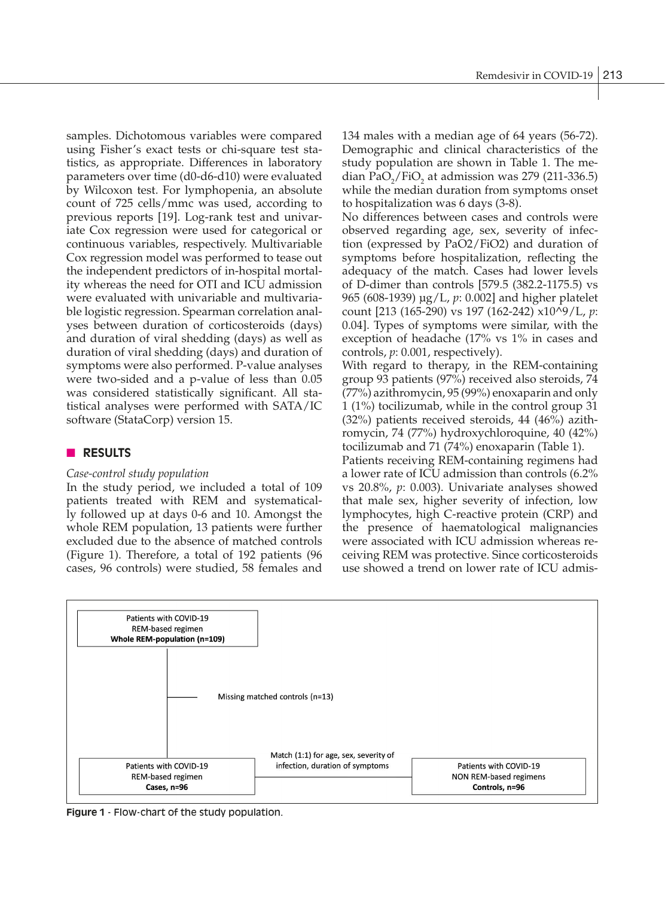samples. Dichotomous variables were compared using Fisher's exact tests or chi-square test statistics, as appropriate. Differences in laboratory parameters over time (d0-d6-d10) were evaluated by Wilcoxon test. For lymphopenia, an absolute count of 725 cells/mmc was used, according to previous reports [19]. Log-rank test and univariate Cox regression were used for categorical or continuous variables, respectively. Multivariable Cox regression model was performed to tease out the independent predictors of in-hospital mortality whereas the need for OTI and ICU admission were evaluated with univariable and multivariable logistic regression. Spearman correlation analyses between duration of corticosteroids (days) and duration of viral shedding (days) as well as duration of viral shedding (days) and duration of symptoms were also performed. P-value analyses were two-sided and a p-value of less than 0.05 was considered statistically significant. All statistical analyses were performed with SATA/IC software (StataCorp) version 15.

## RESULTS

*Case-control study population*

In the study period, we included a total of 109 patients treated with REM and systematically followed up at days 0-6 and 10. Amongst the whole REM population, 13 patients were further excluded due to the absence of matched controls (Figure 1). Therefore, a total of 192 patients (96 cases, 96 controls) were studied, 58 females and 134 males with a median age of 64 years (56-72). Demographic and clinical characteristics of the study population are shown in Table 1. The median $PaO_2/FiO_2$ at admission was 279 (211-336.5) while the median duration from symptoms onset to hospitalization was 6 days (3-8).

No differences between cases and controls were observed regarding age, sex, severity of infection (expressed by PaO2/FiO2) and duration of symptoms before hospitalization, reflecting the adequacy of the match. Cases had lower levels of D-dimer than controls [579.5 (382.2-1175.5) vs 965 (608-1939) µg/L, *p*: 0.002] and higher platelet count [213 (165-290) vs 197 (162-242) x10^9/L, *p*: 0.04]. Types of symptoms were similar, with the exception of headache (17% vs 1% in cases and controls, *p*: 0.001, respectively).

With regard to therapy, in the REM-containing group 93 patients (97%) received also steroids, 74 (77%) azithromycin, 95 (99%) enoxaparin and only 1 (1%) tocilizumab, while in the control group 31 (32%) patients received steroids, 44 (46%) azithromycin, 74 (77%) hydroxychloroquine, 40 (42%) tocilizumab and 71 (74%) enoxaparin (Table 1).

Patients receiving REM-containing regimens had a lower rate of ICU admission than controls (6.2% vs 20.8%, *p*: 0.003). Univariate analyses showed that male sex, higher severity of infection, low lymphocytes, high C-reactive protein (CRP) and the presence of haematological malignancies were associated with ICU admission whereas receiving REM was protective. Since corticosteroids use showed a trend on lower rate of ICU admis-

Patients with COVID-19
REM-based regimen
**Whole REM-population (n=109)**

Missing matched controls (n=13)

Match (1:1) for age, sex, severity of infection, duration of symptoms

Patients with COVID-19
REM-based regimen
**Cases, n=96**

Patients with COVID-19
NON REM-based regimens
**Controls, n=96**

**Figure 1** - Flow-chart of the study population.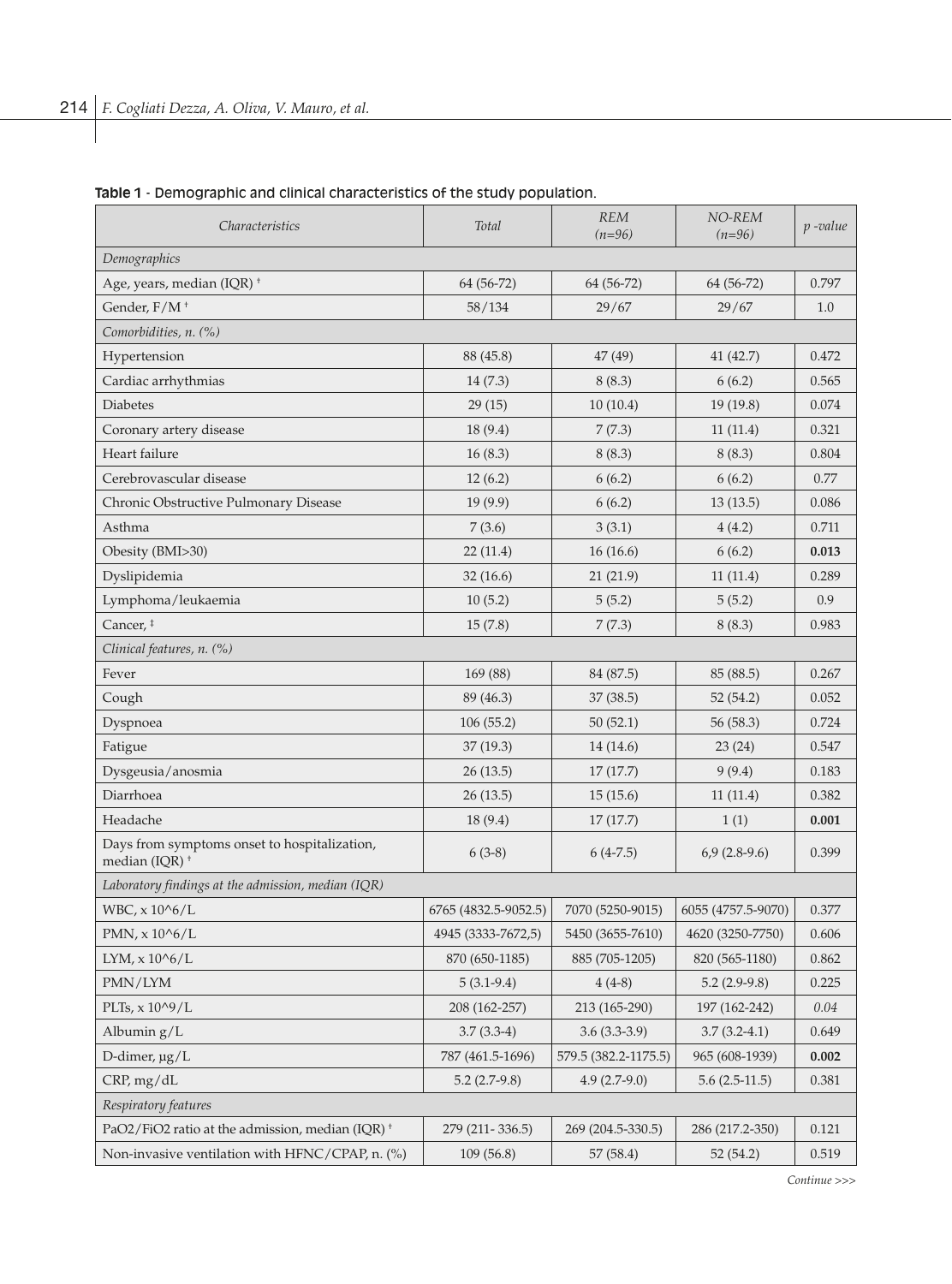**Table 1** - Demographic and clinical characteristics of the study population.

| *Characteristics* | *Total* | *REM (n=96)* | *NO-REM (n=96)* | *p -value* |
|---|---|---|---|---|
| *Demographics* | | | | |
| Age, years, median (IQR) † | 64 (56-72) | 64 (56-72) | 64 (56-72) | 0.797 |
| Gender, F/M † | 58/134 | 29/67 | 29/67 | 1.0 |
| *Comorbidities, n. (%)* | | | | |
| Hypertension | 88 (45.8) | 47 (49) | 41 (42.7) | 0.472 |
| Cardiac arrhythmias | 14 (7.3) | 8 (8.3) | 6 (6.2) | 0.565 |
| Diabetes | 29 (15) | 10 (10.4) | 19 (19.8) | 0.074 |
| Coronary artery disease | 18 (9.4) | 7 (7.3) | 11 (11.4) | 0.321 |
| Heart failure | 16 (8.3) | 8 (8.3) | 8 (8.3) | 0.804 |
| Cerebrovascular disease | 12 (6.2) | 6 (6.2) | 6 (6.2) | 0.77 |
| Chronic Obstructive Pulmonary Disease | 19 (9.9) | 6 (6.2) | 13 (13.5) | 0.086 |
| Asthma | 7 (3.6) | 3 (3.1) | 4 (4.2) | 0.711 |
| Obesity (BMI>30) | 22 (11.4) | 16 (16.6) | 6 (6.2) | **0.013** |
| Dyslipidemia | 32 (16.6) | 21 (21.9) | 11 (11.4) | 0.289 |
| Lymphoma/leukaemia | 10 (5.2) | 5 (5.2) | 5 (5.2) | 0.9 |
| Cancer, ‡ | 15 (7.8) | 7 (7.3) | 8 (8.3) | 0.983 |
| *Clinical features, n. (%)* | | | | |
| Fever | 169 (88) | 84 (87.5) | 85 (88.5) | 0.267 |
| Cough | 89 (46.3) | 37 (38.5) | 52 (54.2) | 0.052 |
| Dyspnoea | 106 (55.2) | 50 (52.1) | 56 (58.3) | 0.724 |
| Fatigue | 37 (19.3) | 14 (14.6) | 23 (24) | 0.547 |
| Dysgeusia/anosmia | 26 (13.5) | 17 (17.7) | 9 (9.4) | 0.183 |
| Diarrhoea | 26 (13.5) | 15 (15.6) | 11 (11.4) | 0.382 |
| Headache | 18 (9.4) | 17 (17.7) | 1 (1) | **0.001** |
| Days from symptoms onset to hospitalization, median (IQR) † | 6 (3-8) | 6 (4-7.5) | 6,9 (2.8-9.6) | 0.399 |
| *Laboratory findings at the admission, median (IQR)* | | | | |
| WBC, x 10^6/L | 6765 (4832.5-9052.5) | 7070 (5250-9015) | 6055 (4757.5-9070) | 0.377 |
| PMN, x 10^6/L | 4945 (3333-7672,5) | 5450 (3655-7610) | 4620 (3250-7750) | 0.606 |
| LYM, x 10^6/L | 870 (650-1185) | 885 (705-1205) | 820 (565-1180) | 0.862 |
| PMN/LYM | 5 (3.1-9.4) | 4 (4-8) | 5.2 (2.9-9.8) | 0.225 |
| PLTs, x 10^9/L | 208 (162-257) | 213 (165-290) | 197 (162-242) | *0.04* |
| Albumin g/L | 3.7 (3.3-4) | 3.6 (3.3-3.9) | 3.7 (3.2-4.1) | 0.649 |
| D-dimer, µg/L | 787 (461.5-1696) | 579.5 (382.2-1175.5) | 965 (608-1939) | **0.002** |
| CRP, mg/dL | 5.2 (2.7-9.8) | 4.9 (2.7-9.0) | 5.6 (2.5-11.5) | 0.381 |
| *Respiratory features* | | | | |
| PaO2/FiO2 ratio at the admission, median (IQR) † | 279 (211- 336.5) | 269 (204.5-330.5) | 286 (217.2-350) | 0.121 |
| Non-invasive ventilation with HFNC/CPAP, n. (%) | 109 (56.8) | 57 (58.4) | 52 (54.2) | 0.519 |

*Continue >>>*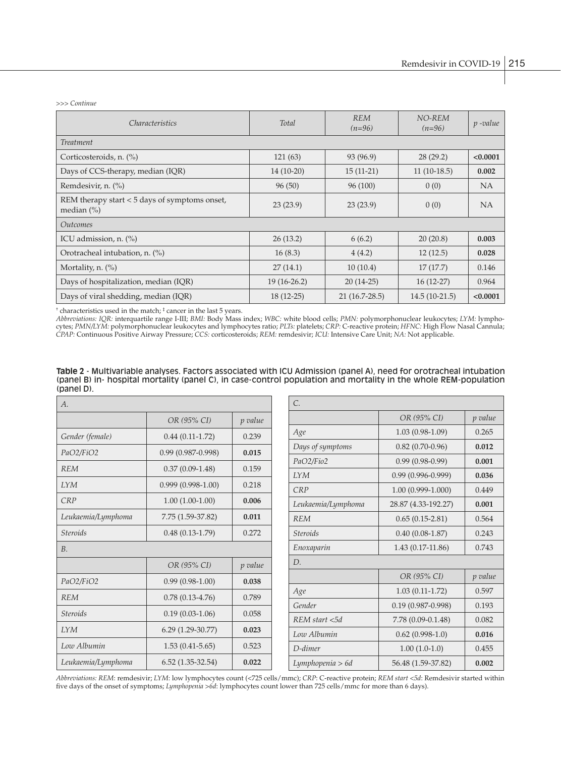>>> *Continue*

| *Characteristics* | *Total* | *REM (n=96)* | *NO-REM (n=96)* | *p -value* |
|---|---|---|---|---|
| *Treatment* | | | | |
| Corticosteroids, n. (%) | 121 (63) | 93 (96.9) | 28 (29.2) | **<0.0001** |
| Days of CCS-therapy, median (IQR) | 14 (10-20) | 15 (11-21) | 11 (10-18.5) | **0.002** |
| Remdesivir, n. (%) | 96 (50) | 96 (100) | 0 (0) | NA |
| REM therapy start < 5 days of symptoms onset, median (%) | 23 (23.9) | 23 (23.9) | 0 (0) | NA |
| *Outcomes* | | | | |
| ICU admission, n. (%) | 26 (13.2) | 6 (6.2) | 20 (20.8) | **0.003** |
| Orotracheal intubation, n. (%) | 16 (8.3) | 4 (4.2) | 12 (12.5) | **0.028** |
| Mortality, n. (%) | 27 (14.1) | 10 (10.4) | 17 (17.7) | 0.146 |
| Days of hospitalization, median (IQR) | 19 (16-26.2) | 20 (14-25) | 16 (12-27) | 0.964 |
| Days of viral shedding, median (IQR) | 18 (12-25) | 21 (16.7-28.5) | 14.5 (10-21.5) | **<0.0001** |

[†] characteristics used in the match; [‡] cancer in the last 5 years.
*Abbreviations: IQR:* interquartile range I-III; *BMI:* Body Mass index; *WBC:* white blood cells; *PMN:* polymorphonuclear leukocytes; *LYM:* lymphocytes; *PMN/LYM:* polymorphonuclear leukocytes and lymphocytes ratio; *PLTs:* platelets; *CRP:* C-reactive protein; *HFNC:* High Flow Nasal Cannula; *CPAP:* Continuous Positive Airway Pressure; *CCS:* corticosteroids; *REM:* remdesivir; *ICU:* Intensive Care Unit; *NA:* Not applicable.

**Table 2** - Multivariable analyses. Factors associated with ICU Admission (panel A), need for orotracheal intubation (panel B) in- hospital mortality (panel C), in case-control population and mortality in the whole REM-population (panel D).

| *A.* | | |
|---|---|---|
| | *OR (95% CI)* | *p value* |
| *Gender (female)* | 0.44 (0.11-1.72) | 0.239 |
| *PaO2/FiO2* | 0.99 (0.987-0.998) | **0.015** |
| *REM* | 0.37 (0.09-1.48) | 0.159 |
| *LYM* | 0.999 (0.998-1.00) | 0.218 |
| *CRP* | 1.00 (1.00-1.00) | **0.006** |
| *Leukaemia/Lymphoma* | 7.75 (1.59-37.82) | **0.011** |
| *Steroids* | 0.48 (0.13-1.79) | 0.272 |
| *B.* | | |
| | *OR (95% CI)* | *p value* |
| *PaO2/FiO2* | 0.99 (0.98-1.00) | **0.038** |
| *REM* | 0.78 (0.13-4.76) | 0.789 |
| *Steroids* | 0.19 (0.03-1.06) | 0.058 |
| *LYM* | 6.29 (1.29-30.77) | **0.023** |
| *Low Albumin* | 1.53 (0.41-5.65) | 0.523 |
| *Leukaemia/Lymphoma* | 6.52 (1.35-32.54) | **0.022** |

| *C.* | | |
|---|---|---|
| | *OR (95% CI)* | *p value* |
| *Age* | 1.03 (0.98-1.09) | 0.265 |
| *Days of symptoms* | 0.82 (0.70-0.96) | **0.012** |
| *PaO2/Fio2* | 0.99 (0.98-0.99) | **0.001** |
| *LYM* | 0.99 (0.996-0.999) | **0.036** |
| *CRP* | 1.00 (0.999-1.000) | 0.449 |
| *Leukaemia/Lymphoma* | 28.87 (4.33-192.27) | **0.001** |
| *REM* | 0.65 (0.15-2.81) | 0.564 |
| *Steroids* | 0.40 (0.08-1.87) | 0.243 |
| *Enoxaparin* | 1.43 (0.17-11.86) | 0.743 |
| *D.* | | |
| | *OR (95% CI)* | *p value* |
| *Age* | 1.03 (0.11-1.72) | 0.597 |
| *Gender* | 0.19 (0.987-0.998) | 0.193 |
| *REM start <5d* | 7.78 (0.09-0.1.48) | 0.082 |
| *Low Albumin* | 0.62 (0.998-1.0) | **0.016** |
| *D-dimer* | 1.00 (1.0-1.0) | 0.455 |
| *Lymphopenia > 6d* | 56.48 (1.59-37.82) | **0.002** |

*Abbreviations: REM*: remdesivir; *LYM*: low lymphocytes count (<725 cells/mmc); *CRP*: C-reactive protein; *REM start <5d*: Remdesivir started within five days of the onset of symptoms; *Lymphopenia >6d*: lymphocytes count lower than 725 cells/mmc for more than 6 days).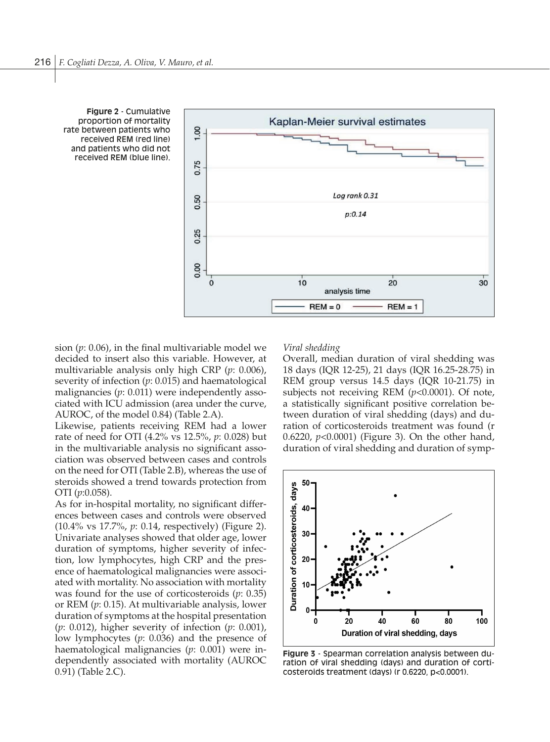**Figure 2** - Cumulative proportion of mortality rate between patients who received REM (red line) and patients who did not received REM (blue line).

sion ($p$: 0.06), in the final multivariable model we decided to insert also this variable. However, at multivariable analysis only high CRP ($p$: 0.006), severity of infection ($p$: 0.015) and haematological malignancies ($p$: 0.011) were independently associated with ICU admission (area under the curve, AUROC, of the model 0.84) (Table 2.A).

Likewise, patients receiving REM had a lower rate of need for OTI (4.2% vs 12.5%, $p$: 0.028) but in the multivariable analysis no significant association was observed between cases and controls on the need for OTI (Table 2.B), whereas the use of steroids showed a trend towards protection from OTI ($p$:0.058).

As for in-hospital mortality, no significant differences between cases and controls were observed (10.4% vs 17.7%, $p$: 0.14, respectively) (Figure 2). Univariate analyses showed that older age, lower duration of symptoms, higher severity of infection, low lymphocytes, high CRP and the presence of haematological malignancies were associated with mortality. No association with mortality was found for the use of corticosteroids ($p$: 0.35) or REM ($p$: 0.15). At multivariable analysis, lower duration of symptoms at the hospital presentation ($p$: 0.012), higher severity of infection ($p$: 0.001), low lymphocytes ($p$: 0.036) and the presence of haematological malignancies ($p$: 0.001) were independently associated with mortality (AUROC 0.91) (Table 2.C).

*Viral shedding*

Overall, median duration of viral shedding was 18 days (IQR 12-25), 21 days (IQR 16.25-28.75) in REM group versus 14.5 days (IQR 10-21.75) in subjects not receiving REM ($p$<0.0001). Of note, a statistically significant positive correlation between duration of viral shedding (days) and duration of corticosteroids treatment was found (r 0.6220, $p$<0.0001) (Figure 3). On the other hand, duration of viral shedding and duration of symp-

**Figure 3** - Spearman correlation analysis between duration of viral shedding (days) and duration of corticosteroids treatment (days) (r 0.6220, p<0.0001).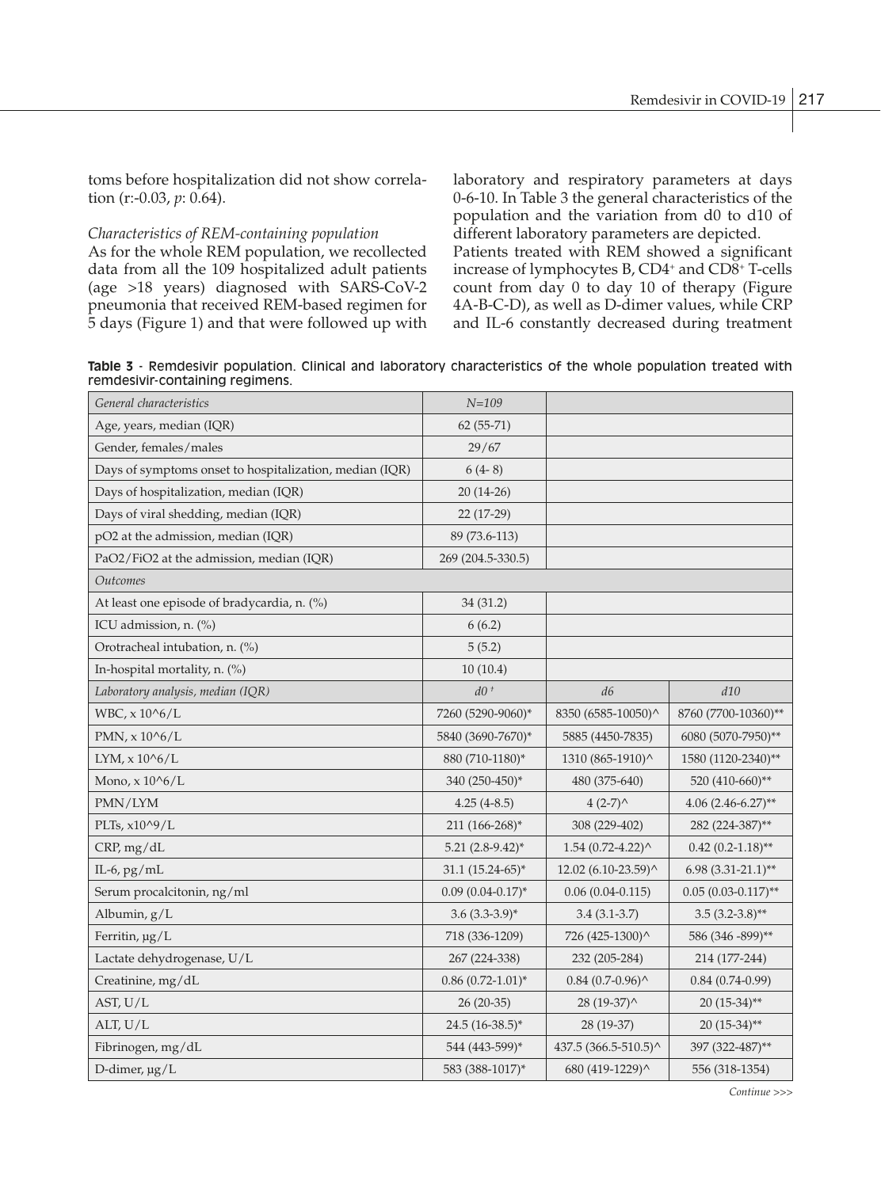toms before hospitalization did not show correlation (r:-0.03, *p*: 0.64).

*Characteristics of REM-containing population*

As for the whole REM population, we recollected data from all the 109 hospitalized adult patients (age >18 years) diagnosed with SARS-CoV-2 pneumonia that received REM-based regimen for 5 days (Figure 1) and that were followed up with laboratory and respiratory parameters at days 0-6-10. In Table 3 the general characteristics of the population and the variation from d0 to d10 of different laboratory parameters are depicted.

Patients treated with REM showed a significant increase of lymphocytes B, $CD4^+$ and $CD8^+$ T-cells count from day 0 to day 10 of therapy (Figure 4A-B-C-D), as well as D-dimer values, while CRP and IL-6 constantly decreased during treatment

**Table 3** - Remdesivir population. Clinical and laboratory characteristics of the whole population treated with remdesivir-containing regimens.

| *General characteristics* | *N=109* | | |
|---|---|---|---|
| Age, years, median (IQR) | 62 (55-71) | | |
| Gender, females/males | 29/67 | | |
| Days of symptoms onset to hospitalization, median (IQR) | 6 (4- 8) | | |
| Days of hospitalization, median (IQR) | 20 (14-26) | | |
| Days of viral shedding, median (IQR) | 22 (17-29) | | |
| pO2 at the admission, median (IQR) | 89 (73.6-113) | | |
| PaO2/FiO2 at the admission, median (IQR) | 269 (204.5-330.5) | | |
| *Outcomes* | | | |
| At least one episode of bradycardia, n. (%) | 34 (31.2) | | |
| ICU admission, n. (%) | 6 (6.2) | | |
| Orotracheal intubation, n. (%) | 5 (5.2) | | |
| In-hospital mortality, n. (%) | 10 (10.4) | | |
| *Laboratory analysis, median (IQR)* | *d0 †* | *d6* | *d10* |
| WBC, x 10^6/L | 7260 (5290-9060)* | 8350 (6585-10050)^ | 8760 (7700-10360)** |
| PMN, x 10^6/L | 5840 (3690-7670)* | 5885 (4450-7835) | 6080 (5070-7950)** |
| LYM, x 10^6/L | 880 (710-1180)* | 1310 (865-1910)^ | 1580 (1120-2340)** |
| Mono, x 10^6/L | 340 (250-450)* | 480 (375-640) | 520 (410-660)** |
| PMN/LYM | 4.25 (4-8.5) | 4 (2-7)^ | 4.06 (2.46-6.27)** |
| PLTs, x10^9/L | 211 (166-268)* | 308 (229-402) | 282 (224-387)** |
| CRP, mg/dL | 5.21 (2.8-9.42)* | 1.54 (0.72-4.22)^ | 0.42 (0.2-1.18)** |
| IL-6, pg/mL | 31.1 (15.24-65)* | 12.02 (6.10-23.59)^ | 6.98 (3.31-21.1)** |
| Serum procalcitonin, ng/ml | 0.09 (0.04-0.17)* | 0.06 (0.04-0.115) | 0.05 (0.03-0.117)** |
| Albumin, g/L | 3.6 (3.3-3.9)* | 3.4 (3.1-3.7) | 3.5 (3.2-3.8)** |
| Ferritin, μg/L | 718 (336-1209) | 726 (425-1300)^ | 586 (346 -899)** |
| Lactate dehydrogenase, U/L | 267 (224-338) | 232 (205-284) | 214 (177-244) |
| Creatinine, mg/dL | 0.86 (0.72-1.01)* | 0.84 (0.7-0.96)^ | 0.84 (0.74-0.99) |
| AST, U/L | 26 (20-35) | 28 (19-37)^ | 20 (15-34)** |
| ALT, U/L | 24.5 (16-38.5)* | 28 (19-37) | 20 (15-34)** |
| Fibrinogen, mg/dL | 544 (443-599)* | 437.5 (366.5-510.5)^ | 397 (322-487)** |
| D-dimer, μg/L | 583 (388-1017)* | 680 (419-1229)^ | 556 (318-1354) |

*Continue >>>*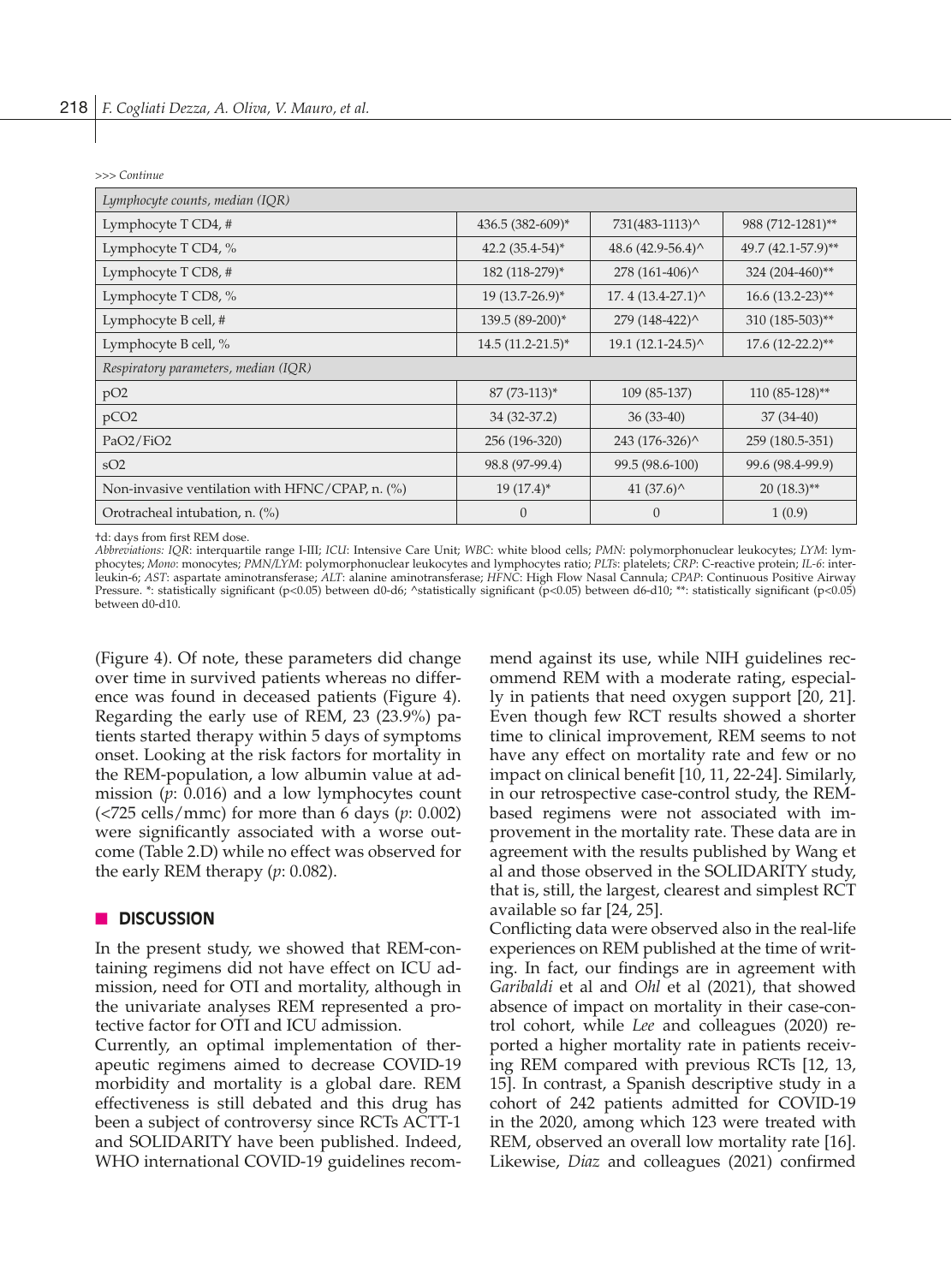>>> *Continue*

| | | | |
|---|---|---|---|
| *Lymphocyte counts, median (IQR)* | | | |
| Lymphocyte T CD4, # | 436.5 (382-609)* | 731(483-1113)^ | 988 (712-1281)** |
| Lymphocyte T CD4, % | 42.2 (35.4-54)* | 48.6 (42.9-56.4)^ | 49.7 (42.1-57.9)** |
| Lymphocyte T CD8, # | 182 (118-279)* | 278 (161-406)^ | 324 (204-460)** |
| Lymphocyte T CD8, % | 19 (13.7-26.9)* | 17. 4 (13.4-27.1)^ | 16.6 (13.2-23)** |
| Lymphocyte B cell, # | 139.5 (89-200)* | 279 (148-422)^ | 310 (185-503)** |
| Lymphocyte B cell, % | 14.5 (11.2-21.5)* | 19.1 (12.1-24.5)^ | 17.6 (12-22.2)** |
| *Respiratory parameters, median (IQR)* | | | |
| pO2 | 87 (73-113)* | 109 (85-137) | 110 (85-128)** |
| pCO2 | 34 (32-37.2) | 36 (33-40) | 37 (34-40) |
| PaO2/FiO2 | 256 (196-320) | 243 (176-326)^ | 259 (180.5-351) |
| sO2 | 98.8 (97-99.4) | 99.5 (98.6-100) | 99.6 (98.4-99.9) |
| Non-invasive ventilation with HFNC/CPAP, n. (%) | 19 (17.4)* | 41 (37.6)^ | 20 (18.3)** |
| Orotracheal intubation, n. (%) | 0 | 0 | 1 (0.9) |

†d: days from first REM dose.
*Abbreviations: IQR*: interquartile range I-III; *ICU*: Intensive Care Unit; *WBC*: white blood cells; *PMN*: polymorphonuclear leukocytes; *LYM*: lymphocytes; *Mono*: monocytes; *PMN/LYM*: polymorphonuclear leukocytes and lymphocytes ratio; *PLTs*: platelets; *CRP*: C-reactive protein; *IL-6*: interleukin-6; *AST*: aspartate aminotransferase; *ALT*: alanine aminotransferase; *HFNC*: High Flow Nasal Cannula; *CPAP*: Continuous Positive Airway Pressure. *: statistically significant ($p<0.05$) between d0-d6; ^statistically significant ($p<0.05$) between d6-d10; **: statistically significant ($p<0.05$) between d0-d10.

(Figure 4). Of note, these parameters did change over time in survived patients whereas no difference was found in deceased patients (Figure 4). Regarding the early use of REM, 23 (23.9%) patients started therapy within 5 days of symptoms onset. Looking at the risk factors for mortality in the REM-population, a low albumin value at admission (*p*: 0.016) and a low lymphocytes count (<725 cells/mmc) for more than 6 days (*p*: 0.002) were significantly associated with a worse outcome (Table 2.D) while no effect was observed for the early REM therapy (*p*: 0.082).

## DISCUSSION

In the present study, we showed that REM-containing regimens did not have effect on ICU admission, need for OTI and mortality, although in the univariate analyses REM represented a protective factor for OTI and ICU admission.

Currently, an optimal implementation of therapeutic regimens aimed to decrease COVID-19 morbidity and mortality is a global dare. REM effectiveness is still debated and this drug has been a subject of controversy since RCTs ACTT-1 and SOLIDARITY have been published. Indeed, WHO international COVID-19 guidelines recommend against its use, while NIH guidelines recommend REM with a moderate rating, especially in patients that need oxygen support [20, 21]. Even though few RCT results showed a shorter time to clinical improvement, REM seems to not have any effect on mortality rate and few or no impact on clinical benefit [10, 11, 22-24]. Similarly, in our retrospective case-control study, the REM-based regimens were not associated with improvement in the mortality rate. These data are in agreement with the results published by Wang et al and those observed in the SOLIDARITY study, that is, still, the largest, clearest and simplest RCT available so far [24, 25].

Conflicting data were observed also in the real-life experiences on REM published at the time of writing. In fact, our findings are in agreement with *Garibaldi* et al and *Ohl* et al (2021), that showed absence of impact on mortality in their case-control cohort, while *Lee* and colleagues (2020) reported a higher mortality rate in patients receiving REM compared with previous RCTs [12, 13, 15]. In contrast, a Spanish descriptive study in a cohort of 242 patients admitted for COVID-19 in the 2020, among which 123 were treated with REM, observed an overall low mortality rate [16]. Likewise, *Diaz* and colleagues (2021) confirmed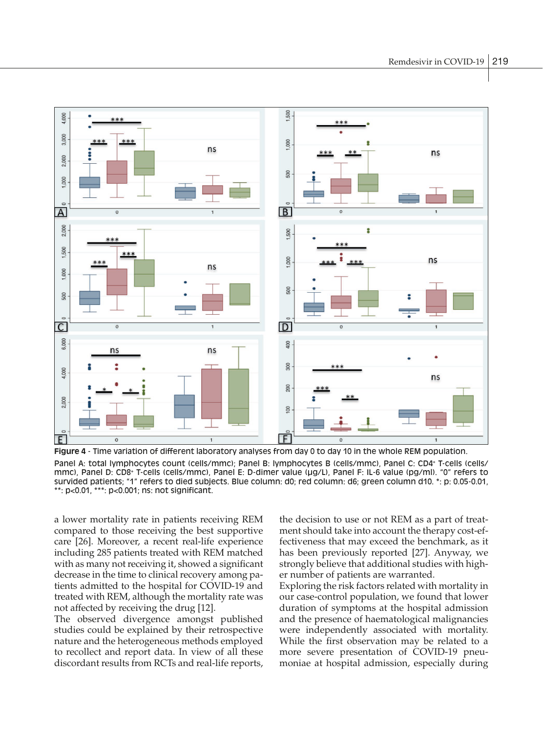**Figure 4** - Time variation of different laboratory analyses from day 0 to day 10 in the whole REM population.

Panel A: total lymphocytes count (cells/mmc); Panel B: lymphocytes B (cells/mmc), Panel C: CD4+ T-cells (cells/mmc), Panel D: CD8+ T-cells (cells/mmc), Panel E: D-dimer value (µg/L), Panel F: IL-6 value (pg/ml). "0" refers to survided patients; "1" refers to died subjects. Blue column: d0; red column: d6; green column d10. *: p: 0.05-0.01, **: p<0.01, ***: p<0.001; ns: not significant.

a lower mortality rate in patients receiving REM compared to those receiving the best supportive care [26]. Moreover, a recent real-life experience including 285 patients treated with REM matched with as many not receiving it, showed a significant decrease in the time to clinical recovery among patients admitted to the hospital for COVID-19 and treated with REM, although the mortality rate was not affected by receiving the drug [12].

The observed divergence amongst published studies could be explained by their retrospective nature and the heterogeneous methods employed to recollect and report data. In view of all these discordant results from RCTs and real-life reports, the decision to use or not REM as a part of treatment should take into account the therapy cost-effectiveness that may exceed the benchmark, as it has been previously reported [27]. Anyway, we strongly believe that additional studies with higher number of patients are warranted.

Exploring the risk factors related with mortality in our case-control population, we found that lower duration of symptoms at the hospital admission and the presence of haematological malignancies were independently associated with mortality. While the first observation may be related to a more severe presentation of COVID-19 pneumoniae at hospital admission, especially during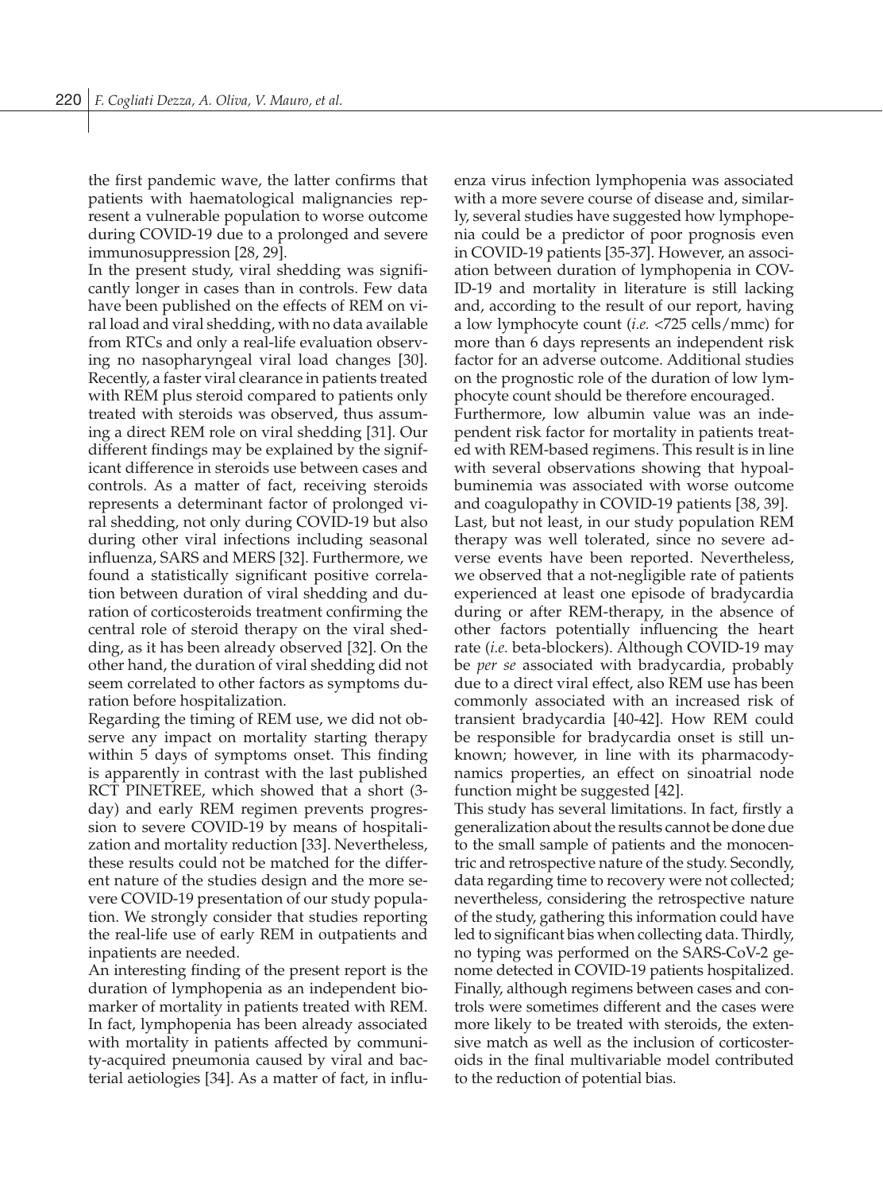the first pandemic wave, the latter confirms that patients with haematological malignancies represent a vulnerable population to worse outcome during COVID-19 due to a prolonged and severe immunosuppression [28, 29].

In the present study, viral shedding was significantly longer in cases than in controls. Few data have been published on the effects of REM on viral load and viral shedding, with no data available from RTCs and only a real-life evaluation observing no nasopharyngeal viral load changes [30]. Recently, a faster viral clearance in patients treated with REM plus steroid compared to patients only treated with steroids was observed, thus assuming a direct REM role on viral shedding [31]. Our different findings may be explained by the significant difference in steroids use between cases and controls. As a matter of fact, receiving steroids represents a determinant factor of prolonged viral shedding, not only during COVID-19 but also during other viral infections including seasonal influenza, SARS and MERS [32]. Furthermore, we found a statistically significant positive correlation between duration of viral shedding and duration of corticosteroids treatment confirming the central role of steroid therapy on the viral shedding, as it has been already observed [32]. On the other hand, the duration of viral shedding did not seem correlated to other factors as symptoms duration before hospitalization.

Regarding the timing of REM use, we did not observe any impact on mortality starting therapy within 5 days of symptoms onset. This finding is apparently in contrast with the last published RCT PINETREE, which showed that a short (3-day) and early REM regimen prevents progression to severe COVID-19 by means of hospitalization and mortality reduction [33]. Nevertheless, these results could not be matched for the different nature of the studies design and the more severe COVID-19 presentation of our study population. We strongly consider that studies reporting the real-life use of early REM in outpatients and inpatients are needed.

An interesting finding of the present report is the duration of lymphopenia as an independent biomarker of mortality in patients treated with REM. In fact, lymphopenia has been already associated with mortality in patients affected by community-acquired pneumonia caused by viral and bacterial aetiologies [34]. As a matter of fact, in influenza virus infection lymphopenia was associated with a more severe course of disease and, similarly, several studies have suggested how lymphopenia could be a predictor of poor prognosis even in COVID-19 patients [35-37]. However, an association between duration of lymphopenia in COVID-19 and mortality in literature is still lacking and, according to the result of our report, having a low lymphocyte count (*i.e.* <725 cells/mmc) for more than 6 days represents an independent risk factor for an adverse outcome. Additional studies on the prognostic role of the duration of low lymphocyte count should be therefore encouraged.

Furthermore, low albumin value was an independent risk factor for mortality in patients treated with REM-based regimens. This result is in line with several observations showing that hypoalbuminemia was associated with worse outcome and coagulopathy in COVID-19 patients [38, 39].

Last, but not least, in our study population REM therapy was well tolerated, since no severe adverse events have been reported. Nevertheless, we observed that a not-negligible rate of patients experienced at least one episode of bradycardia during or after REM-therapy, in the absence of other factors potentially influencing the heart rate (*i.e.* beta-blockers). Although COVID-19 may be *per se* associated with bradycardia, probably due to a direct viral effect, also REM use has been commonly associated with an increased risk of transient bradycardia [40-42]. How REM could be responsible for bradycardia onset is still unknown; however, in line with its pharmacodynamics properties, an effect on sinoatrial node function might be suggested [42].

This study has several limitations. In fact, firstly a generalization about the results cannot be done due to the small sample of patients and the monocentric and retrospective nature of the study. Secondly, data regarding time to recovery were not collected; nevertheless, considering the retrospective nature of the study, gathering this information could have led to significant bias when collecting data. Thirdly, no typing was performed on the SARS-CoV-2 genome detected in COVID-19 patients hospitalized. Finally, although regimens between cases and controls were sometimes different and the cases were more likely to be treated with steroids, the extensive match as well as the inclusion of corticosteroids in the final multivariable model contributed to the reduction of potential bias.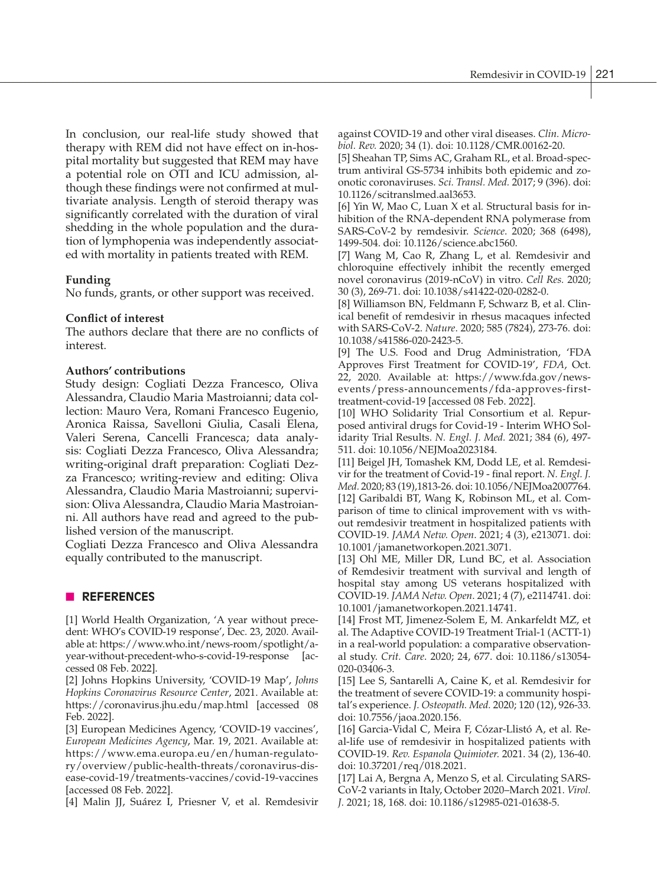In conclusion, our real-life study showed that therapy with REM did not have effect on in-hospital mortality but suggested that REM may have a potential role on OTI and ICU admission, although these findings were not confirmed at multivariate analysis. Length of steroid therapy was significantly correlated with the duration of viral shedding in the whole population and the duration of lymphopenia was independently associated with mortality in patients treated with REM.

**Funding**

No funds, grants, or other support was received.

**Conflict of interest**

The authors declare that there are no conflicts of interest.

**Authors' contributions**

Study design: Cogliati Dezza Francesco, Oliva Alessandra, Claudio Maria Mastroianni; data collection: Mauro Vera, Romani Francesco Eugenio, Aronica Raissa, Savelloni Giulia, Casali Elena, Valeri Serena, Cancelli Francesca; data analysis: Cogliati Dezza Francesco, Oliva Alessandra; writing-original draft preparation: Cogliati Dezza Francesco; writing-review and editing: Oliva Alessandra, Claudio Maria Mastroianni; supervision: Oliva Alessandra, Claudio Maria Mastroianni. All authors have read and agreed to the published version of the manuscript.

Cogliati Dezza Francesco and Oliva Alessandra equally contributed to the manuscript.

## REFERENCES

[1] World Health Organization, 'A year without precedent: WHO's COVID-19 response', Dec. 23, 2020. Available at: https://www.who.int/news-room/spotlight/a-year-without-precedent-who-s-covid-19-response [accessed 08 Feb. 2022].

[2] Johns Hopkins University, 'COVID-19 Map', *Johns Hopkins Coronavirus Resource Center*, 2021. Available at: https://coronavirus.jhu.edu/map.html [accessed 08 Feb. 2022].

[3] European Medicines Agency, 'COVID-19 vaccines', *European Medicines Agency*, Mar. 19, 2021. Available at: https://www.ema.europa.eu/en/human-regulatory/overview/public-health-threats/coronavirus-disease-covid-19/treatments-vaccines/covid-19-vaccines [accessed 08 Feb. 2022].

[4] Malin JJ, Suárez I, Priesner V, et al. Remdesivir against COVID-19 and other viral diseases. *Clin. Microbiol. Rev.* 2020; 34 (1). doi: 10.1128/CMR.00162-20.

[5] Sheahan TP, Sims AC, Graham RL, et al. Broad-spectrum antiviral GS-5734 inhibits both epidemic and zoonotic coronaviruses. *Sci. Transl. Med.* 2017; 9 (396). doi: 10.1126/scitranslmed.aal3653.

[6] Yin W, Mao C, Luan X et al. Structural basis for inhibition of the RNA-dependent RNA polymerase from SARS-CoV-2 by remdesivir. *Science*. 2020; 368 (6498), 1499-504. doi: 10.1126/science.abc1560.

[7] Wang M, Cao R, Zhang L, et al. Remdesivir and chloroquine effectively inhibit the recently emerged novel coronavirus (2019-nCoV) in vitro. *Cell Res.* 2020; 30 (3), 269-71. doi: 10.1038/s41422-020-0282-0.

[8] Williamson BN, Feldmann F, Schwarz B, et al. Clinical benefit of remdesivir in rhesus macaques infected with SARS-CoV-2. *Nature*. 2020; 585 (7824), 273-76. doi: 10.1038/s41586-020-2423-5.

[9] The U.S. Food and Drug Administration, 'FDA Approves First Treatment for COVID-19', *FDA*, Oct. 22, 2020. Available at: https://www.fda.gov/news-events/press-announcements/fda-approves-first-treatment-covid-19 [accessed 08 Feb. 2022].

[10] WHO Solidarity Trial Consortium et al. Repurposed antiviral drugs for Covid-19 - Interim WHO Solidarity Trial Results. *N. Engl. J. Med.* 2021; 384 (6), 497-511. doi: 10.1056/NEJMoa2023184.

[11] Beigel JH, Tomashek KM, Dodd LE, et al. Remdesivir for the treatment of Covid-19 - final report. *N. Engl. J. Med.* 2020; 83 (19),1813-26. doi: 10.1056/NEJMoa2007764.

[12] Garibaldi BT, Wang K, Robinson ML, et al. Comparison of time to clinical improvement with vs without remdesivir treatment in hospitalized patients with COVID-19. *JAMA Netw. Open.* 2021; 4 (3), e213071. doi: 10.1001/jamanetworkopen.2021.3071.

[13] Ohl ME, Miller DR, Lund BC, et al. Association of Remdesivir treatment with survival and length of hospital stay among US veterans hospitalized with COVID-19. *JAMA Netw. Open*. 2021; 4 (7), e2114741. doi: 10.1001/jamanetworkopen.2021.14741.

[14] Frost MT, Jimenez-Solem E, M. Ankarfeldt MZ, et al. The Adaptive COVID-19 Treatment Trial-1 (ACTT-1) in a real-world population: a comparative observational study. *Crit. Care.* 2020; 24, 677. doi: 10.1186/s13054-020-03406-3.

[15] Lee S, Santarelli A, Caine K, et al. Remdesivir for the treatment of severe COVID-19: a community hospital's experience. *J. Osteopath. Med.* 2020; 120 (12), 926-33. doi: 10.7556/jaoa.2020.156.

[16] Garcia-Vidal C, Meira F, Cózar-Llistó A, et al. Real-life use of remdesivir in hospitalized patients with COVID-19. *Rev. Espanola Quimioter.* 2021. 34 (2), 136-40. doi: 10.37201/req/018.2021.

[17] Lai A, Bergna A, Menzo S, et al. Circulating SARS-CoV-2 variants in Italy, October 2020–March 2021. *Virol. J.* 2021; 18, 168. doi: 10.1186/s12985-021-01638-5.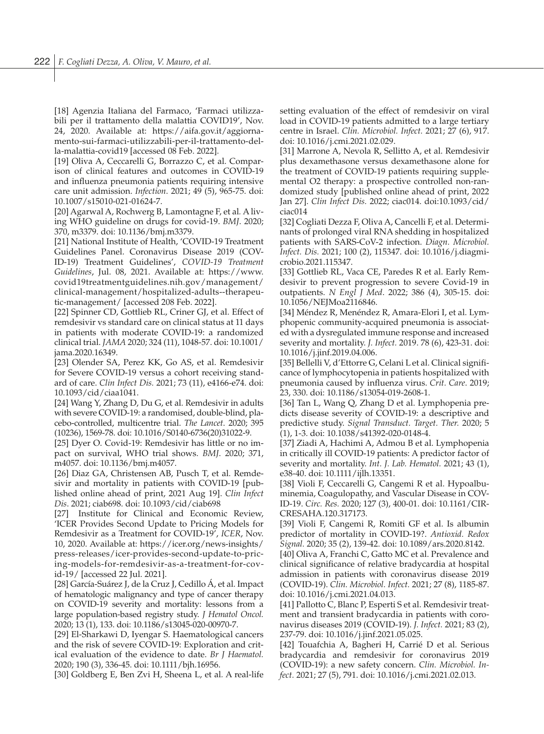[18] Agenzia Italiana del Farmaco, 'Farmaci utilizzabili per il trattamento della malattia COVID19', Nov. 24, 2020. Available at: https://aifa.gov.it/aggiornamento-sui-farmaci-utilizzabili-per-il-trattamento-della-malattia-covid19 [accessed 08 Feb. 2022].

[19] Oliva A, Ceccarelli G, Borrazzo C, et al. Comparison of clinical features and outcomes in COVID-19 and influenza pneumonia patients requiring intensive care unit admission. *Infection*. 2021; 49 (5), 965-75. doi: 10.1007/s15010-021-01624-7.

[20] Agarwal A, Rochwerg B, Lamontagne F, et al. A living WHO guideline on drugs for covid-19. *BMJ*. 2020; 370, m3379. doi: 10.1136/bmj.m3379.

[21] National Institute of Health, 'COVID-19 Treatment Guidelines Panel. Coronavirus Disease 2019 (COVID-19) Treatment Guidelines', *COVID-19 Treatment Guidelines*, Jul. 08, 2021. Available at: https://www.covid19treatmentguidelines.nih.gov/management/clinical-management/hospitalized-adults--therapeutic-management/ [accessed 208 Feb. 2022].

[22] Spinner CD, Gottlieb RL, Criner GJ, et al. Effect of remdesivir vs standard care on clinical status at 11 days in patients with moderate COVID-19: a randomized clinical trial. *JAMA* 2020; 324 (11), 1048-57. doi: 10.1001/jama.2020.16349.

[23] Olender SA, Perez KK, Go AS, et al. Remdesivir for Severe COVID-19 versus a cohort receiving standard of care. *Clin Infect Dis.* 2021; 73 (11), e4166-e74. doi: 10.1093/cid/ciaa1041.

[24] Wang Y, Zhang D, Du G, et al. Remdesivir in adults with severe COVID-19: a randomised, double-blind, placebo-controlled, multicentre trial. *The Lancet.* 2020; 395 (10236), 1569-78. doi: 10.1016/S0140-6736(20)31022-9.

[25] Dyer O. Covid-19: Remdesivir has little or no impact on survival, WHO trial shows. *BMJ*. 2020; 371, m4057. doi: 10.1136/bmj.m4057.

[26] Diaz GA, Christensen AB, Pusch T, et al. Remdesivir and mortality in patients with COVID-19 [published online ahead of print, 2021 Aug 19]. *Clin Infect Dis*. 2021; ciab698. doi: 10.1093/cid/ciab698

[27] Institute for Clinical and Economic Review, 'ICER Provides Second Update to Pricing Models for Remdesivir as a Treatment for COVID-19', *ICER*, Nov. 10, 2020. Available at: https://icer.org/news-insights/press-releases/icer-provides-second-update-to-pricing-models-for-remdesivir-as-a-treatment-for-covid-19/ [accessed 22 Jul. 2021].

[28] García-Suárez J, de la Cruz J, Cedillo Á, et al. Impact of hematologic malignancy and type of cancer therapy on COVID-19 severity and mortality: lessons from a large population-based registry study. *J Hematol Oncol.* 2020; 13 (1), 133. doi: 10.1186/s13045-020-00970-7.

[29] El-Sharkawi D, Iyengar S. Haematological cancers and the risk of severe COVID-19: Exploration and critical evaluation of the evidence to date. *Br J Haematol.* 2020; 190 (3), 336-45. doi: 10.1111/bjh.16956.

[30] Goldberg E, Ben Zvi H, Sheena L, et al. A real-life setting evaluation of the effect of remdesivir on viral load in COVID-19 patients admitted to a large tertiary centre in Israel. *Clin. Microbiol. Infect.* 2021; 27 (6), 917. doi: 10.1016/j.cmi.2021.02.029.

[31] Marrone A, Nevola R, Sellitto A, et al. Remdesivir plus dexamethasone versus dexamethasone alone for the treatment of COVID-19 patients requiring supplemental O2 therapy: a prospective controlled non-randomized study [published online ahead of print, 2022 Jan 27]. *Clin Infect Dis.* 2022; ciac014. doi:10.1093/cid/ciac014

[32] Cogliati Dezza F, Oliva A, Cancelli F, et al. Determinants of prolonged viral RNA shedding in hospitalized patients with SARS-CoV-2 infection. *Diagn. Microbiol. Infect. Dis.* 2021; 100 (2), 115347. doi: 10.1016/j.diagmicrobio.2021.115347.

[33] Gottlieb RL, Vaca CE, Paredes R et al. Early Remdesivir to prevent progression to severe Covid-19 in outpatients. *N Engl J Med*. 2022; 386 (4), 305-15. doi: 10.1056/NEJMoa2116846.

[34] Méndez R, Menéndez R, Amara-Elori I, et al. Lymphopenic community-acquired pneumonia is associated with a dysregulated immune response and increased severity and mortality. *J. Infect.* 2019. 78 (6), 423-31. doi: 10.1016/j.jinf.2019.04.006.

[35] Bellelli V, d'Ettorre G, Celani L et al. Clinical significance of lymphocytopenia in patients hospitalized with pneumonia caused by influenza virus. *Crit. Care*. 2019; 23, 330. doi: 10.1186/s13054-019-2608-1.

[36] Tan L, Wang Q, Zhang D et al. Lymphopenia predicts disease severity of COVID-19: a descriptive and predictive study. *Signal Transduct. Target. Ther.* 2020; 5 (1), 1-3. doi: 10.1038/s41392-020-0148-4.

[37] Ziadi A, Hachimi A, Admou B et al. Lymphopenia in critically ill COVID-19 patients: A predictor factor of severity and mortality. *Int. J. Lab. Hematol.* 2021; 43 (1), e38-40. doi: 10.1111/ijlh.13351.

[38] Violi F, Ceccarelli G, Cangemi R et al. Hypoalbuminemia, Coagulopathy, and Vascular Disease in COVID-19. *Circ. Res.* 2020; 127 (3), 400-01. doi: 10.1161/CIRCRESAHA.120.317173.

[39] Violi F, Cangemi R, Romiti GF et al. Is albumin predictor of mortality in COVID-19?. *Antioxid. Redox Signal.* 2020; 35 (2), 139-42. doi: 10.1089/ars.2020.8142.

[40] Oliva A, Franchi C, Gatto MC et al. Prevalence and clinical significance of relative bradycardia at hospital admission in patients with coronavirus disease 2019 (COVID-19). *Clin. Microbiol. Infect.* 2021; 27 (8), 1185-87. doi: 10.1016/j.cmi.2021.04.013.

[41] Pallotto C, Blanc P, Esperti S et al. Remdesivir treatment and transient bradycardia in patients with coronavirus diseases 2019 (COVID-19). *J. Infect.* 2021; 83 (2), 237-79. doi: 10.1016/j.jinf.2021.05.025.

[42] Touafchia A, Bagheri H, Carrié D et al. Serious bradycardia and remdesivir for coronavirus 2019 (COVID-19): a new safety concern. *Clin. Microbiol. Infect.* 2021; 27 (5), 791. doi: 10.1016/j.cmi.2021.02.013.